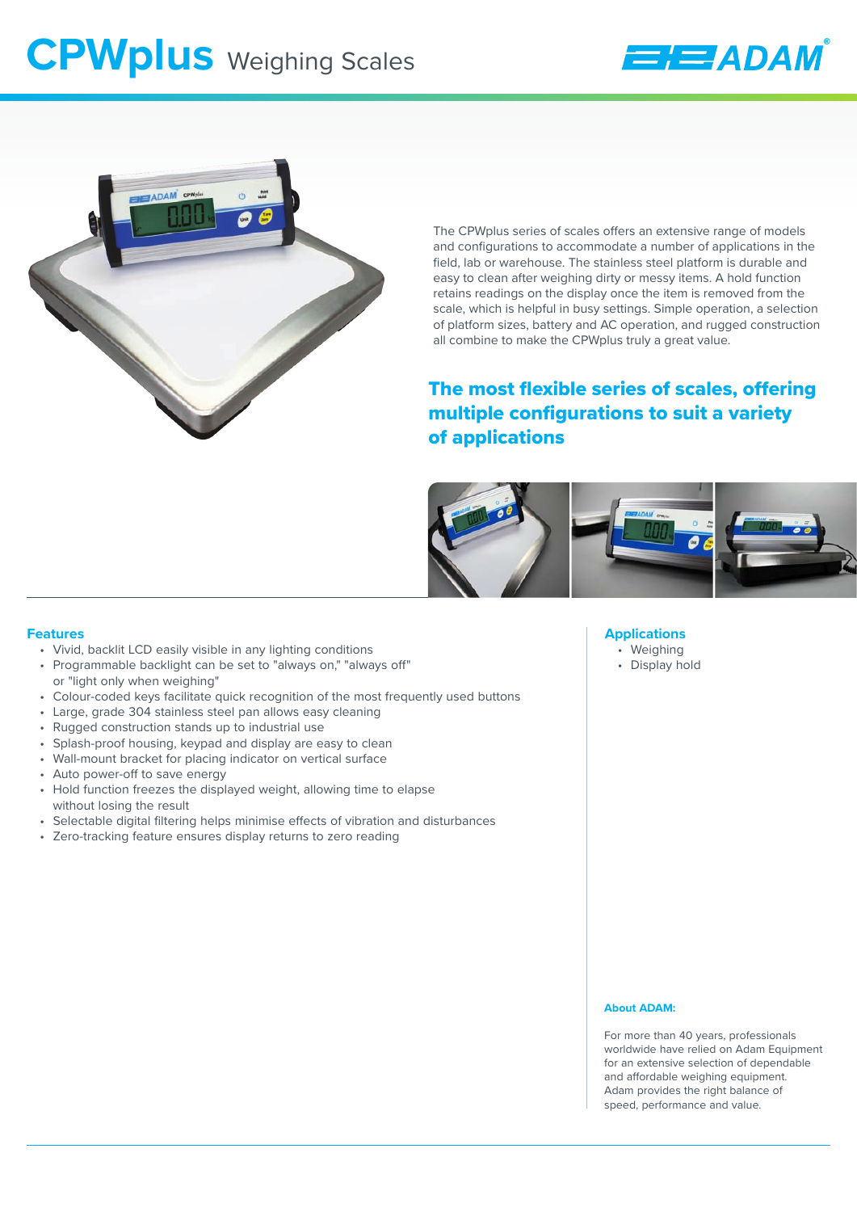# CPWplus Weighing Scales

The CPWplus series of scales offers an extensive range of models and configurations to accommodate a number of applications in the field, lab or warehouse. The stainless steel platform is durable and easy to clean after weighing dirty or messy items. A hold function retains readings on the display once the item is removed from the scale, which is helpful in busy settings. Simple operation, a selection of platform sizes, battery and AC operation, and rugged construction all combine to make the CPWplus truly a great value.

## The most flexible series of scales, offering multiple configurations to suit a variety of applications

### Features

- Vivid, backlit LCD easily visible in any lighting conditions
- Programmable backlight can be set to "always on," "always off" or "light only when weighing"
- Colour-coded keys facilitate quick recognition of the most frequently used buttons
- Large, grade 304 stainless steel pan allows easy cleaning
- Rugged construction stands up to industrial use
- Splash-proof housing, keypad and display are easy to clean
- Wall-mount bracket for placing indicator on vertical surface
- Auto power-off to save energy
- Hold function freezes the displayed weight, allowing time to elapse without losing the result
- Selectable digital filtering helps minimise effects of vibration and disturbances
- Zero-tracking feature ensures display returns to zero reading

### Applications

- Weighing
- Display hold

#### About ADAM:

For more than 40 years, professionals worldwide have relied on Adam Equipment for an extensive selection of dependable and affordable weighing equipment. Adam provides the right balance of speed, performance and value.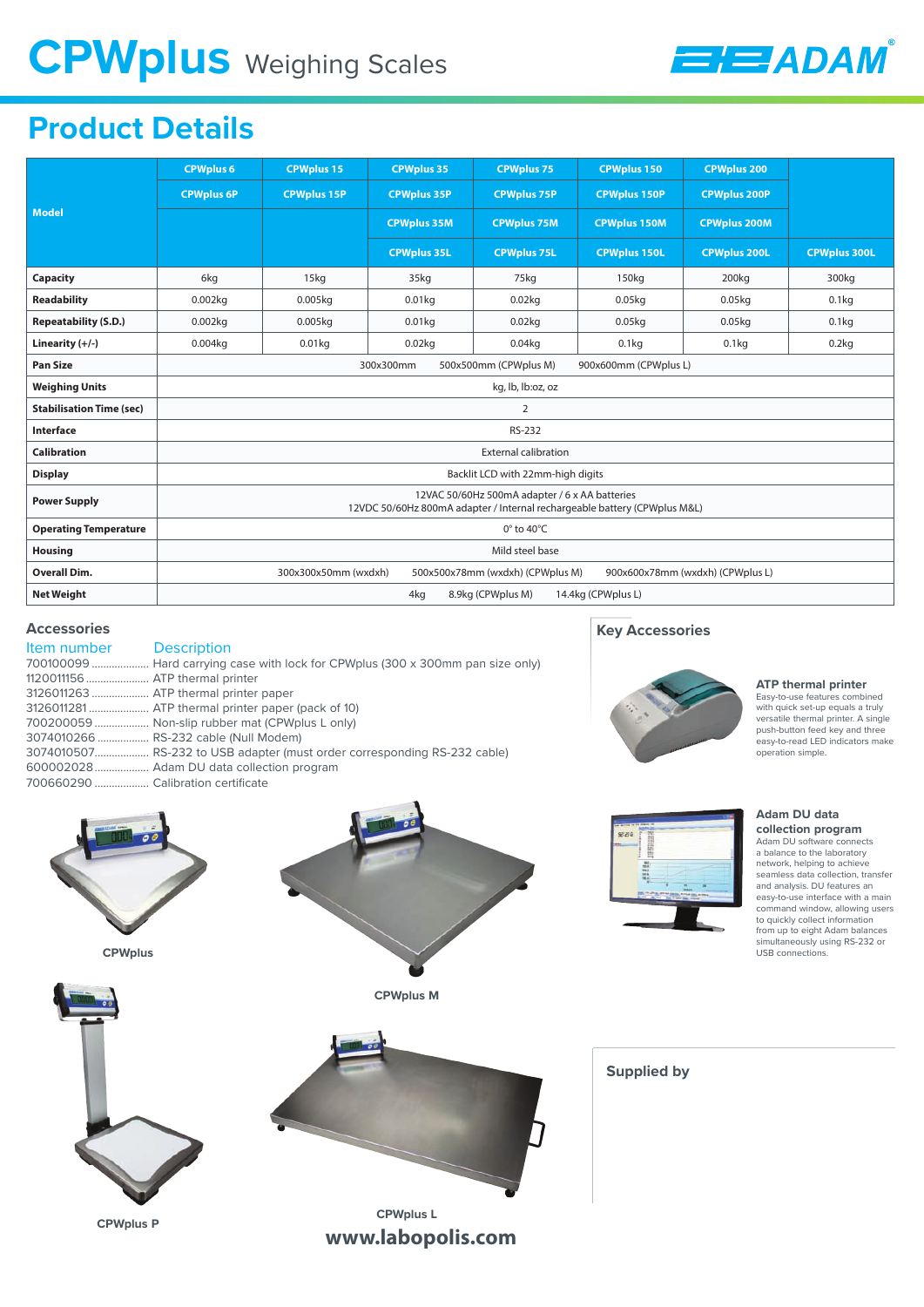# CPWplus Weighing Scales

ADAM

## Product Details

| Model | CPWplus 6 | CPWplus 15 | CPWplus 35 | CPWplus 75 | CPWplus 150 | CPWplus 200 | |
|---|---|---|---|---|---|---|---|
| | CPWplus 6P | CPWplus 15P | CPWplus 35P | CPWplus 75P | CPWplus 150P | CPWplus 200P | |
| | | | CPWplus 35M | CPWplus 75M | CPWplus 150M | CPWplus 200M | |
| | | | CPWplus 35L | CPWplus 75L | CPWplus 150L | CPWplus 200L | CPWplus 300L |
| **Capacity** | 6kg | 15kg | 35kg | 75kg | 150kg | 200kg | 300kg |
| **Readability** | 0.002kg | 0.005kg | 0.01kg | 0.02kg | 0.05kg | 0.05kg | 0.1kg |
| **Repeatability (S.D.)** | 0.002kg | 0.005kg | 0.01kg | 0.02kg | 0.05kg | 0.05kg | 0.1kg |
| **Linearity (+/-)** | 0.004kg | 0.01kg | 0.02kg | 0.04kg | 0.1kg | 0.1kg | 0.2kg |
| **Pan Size** | 300x300mm 500x500mm (CPWplus M) 900x600mm (CPWplus L) | | | | | | |
| **Weighing Units** | kg, lb, lb:oz, oz | | | | | | |
| **Stabilisation Time (sec)** | 2 | | | | | | |
| **Interface** | RS-232 | | | | | | |
| **Calibration** | External calibration | | | | | | |
| **Display** | Backlit LCD with 22mm-high digits | | | | | | |
| **Power Supply** | 12VAC 50/60Hz 500mA adapter / 6 x AA batteries<br>12VDC 50/60Hz 800mA adapter / Internal rechargeable battery (CPWplus M&L) | | | | | | |
| **Operating Temperature** | 0° to 40°C | | | | | | |
| **Housing** | Mild steel base | | | | | | |
| **Overall Dim.** | 300x300x50mm (wxdxh) 500x500x78mm (wxdxh) (CPWplus M) 900x600x78mm (wxdxh) (CPWplus L) | | | | | | |
| **Net Weight** | 4kg 8.9kg (CPWplus M) 14.4kg (CPWplus L) | | | | | | |

### Accessories

| Item number | Description |
|---|---|
| 700100099 | Hard carrying case with lock for CPWplus (300 x 300mm pan size only) |
| 1120011156 | ATP thermal printer |
| 3126011263 | ATP thermal printer paper |
| 3126011281 | ATP thermal printer paper (pack of 10) |
| 700200059 | Non-slip rubber mat (CPWplus L only) |
| 3074010266 | RS-232 cable (Null Modem) |
| 3074010507 | RS-232 to USB adapter (must order corresponding RS-232 cable) |
| 600002028 | Adam DU data collection program |
| 700660290 | Calibration certificate |

CPWplus

CPWplus M

CPWplus P

CPWplus L

www.labopolis.com

### Key Accessories

**ATP thermal printer**
Easy-to-use features combined with quick set-up equals a truly versatile thermal printer. A single push-button feed key and three easy-to-read LED indicators make operation simple.

**Adam DU data collection program**
Adam DU software connects a balance to the laboratory network, helping to achieve seamless data collection, transfer and analysis. DU features an easy-to-use interface with a main command window, allowing users to quickly collect information from up to eight Adam balances simultaneously using RS-232 or USB connections.

### Supplied by